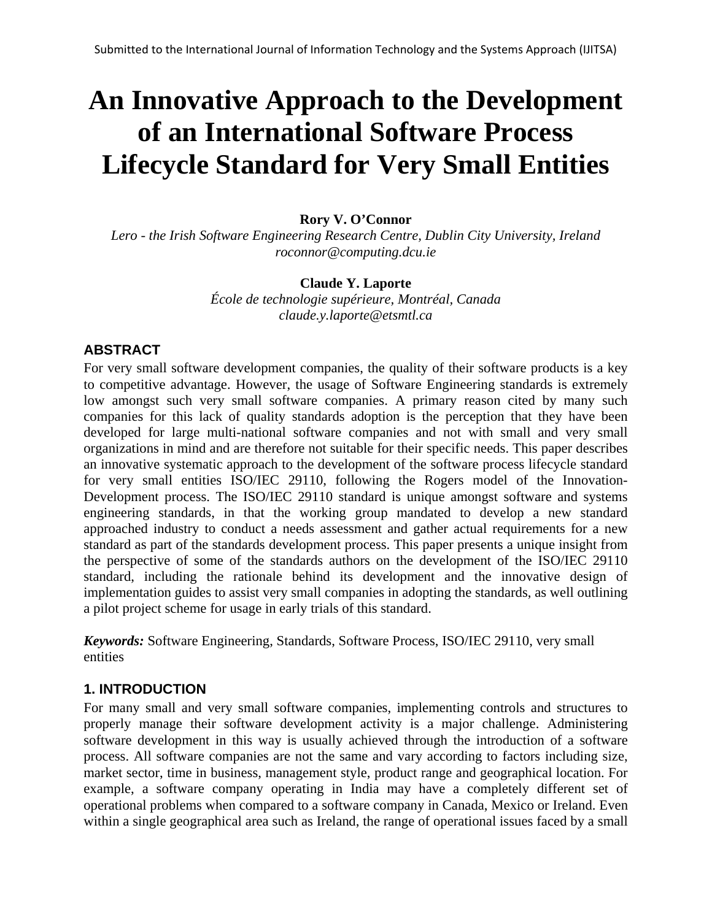Submitted to the International Journal of Information Technology and the Systems Approach (IJITSA)

# An Innovative Approach to the Development of an International Software Process Lifecycle Standard for Very Small Entities

**Rory V. O'Connor**
*Lero - the Irish Software Engineering Research Centre, Dublin City University, Ireland*
*roconnor@computing.dcu.ie*

**Claude Y. Laporte**
*École de technologie supérieure, Montréal, Canada*
*claude.y.laporte@etsmtl.ca*

## ABSTRACT

For very small software development companies, the quality of their software products is a key to competitive advantage. However, the usage of Software Engineering standards is extremely low amongst such very small software companies. A primary reason cited by many such companies for this lack of quality standards adoption is the perception that they have been developed for large multi-national software companies and not with small and very small organizations in mind and are therefore not suitable for their specific needs. This paper describes an innovative systematic approach to the development of the software process lifecycle standard for very small entities ISO/IEC 29110, following the Rogers model of the Innovation-Development process. The ISO/IEC 29110 standard is unique amongst software and systems engineering standards, in that the working group mandated to develop a new standard approached industry to conduct a needs assessment and gather actual requirements for a new standard as part of the standards development process. This paper presents a unique insight from the perspective of some of the standards authors on the development of the ISO/IEC 29110 standard, including the rationale behind its development and the innovative design of implementation guides to assist very small companies in adopting the standards, as well outlining a pilot project scheme for usage in early trials of this standard.

***Keywords:*** Software Engineering, Standards, Software Process, ISO/IEC 29110, very small entities

## 1. INTRODUCTION

For many small and very small software companies, implementing controls and structures to properly manage their software development activity is a major challenge. Administering software development in this way is usually achieved through the introduction of a software process. All software companies are not the same and vary according to factors including size, market sector, time in business, management style, product range and geographical location. For example, a software company operating in India may have a completely different set of operational problems when compared to a software company in Canada, Mexico or Ireland. Even within a single geographical area such as Ireland, the range of operational issues faced by a small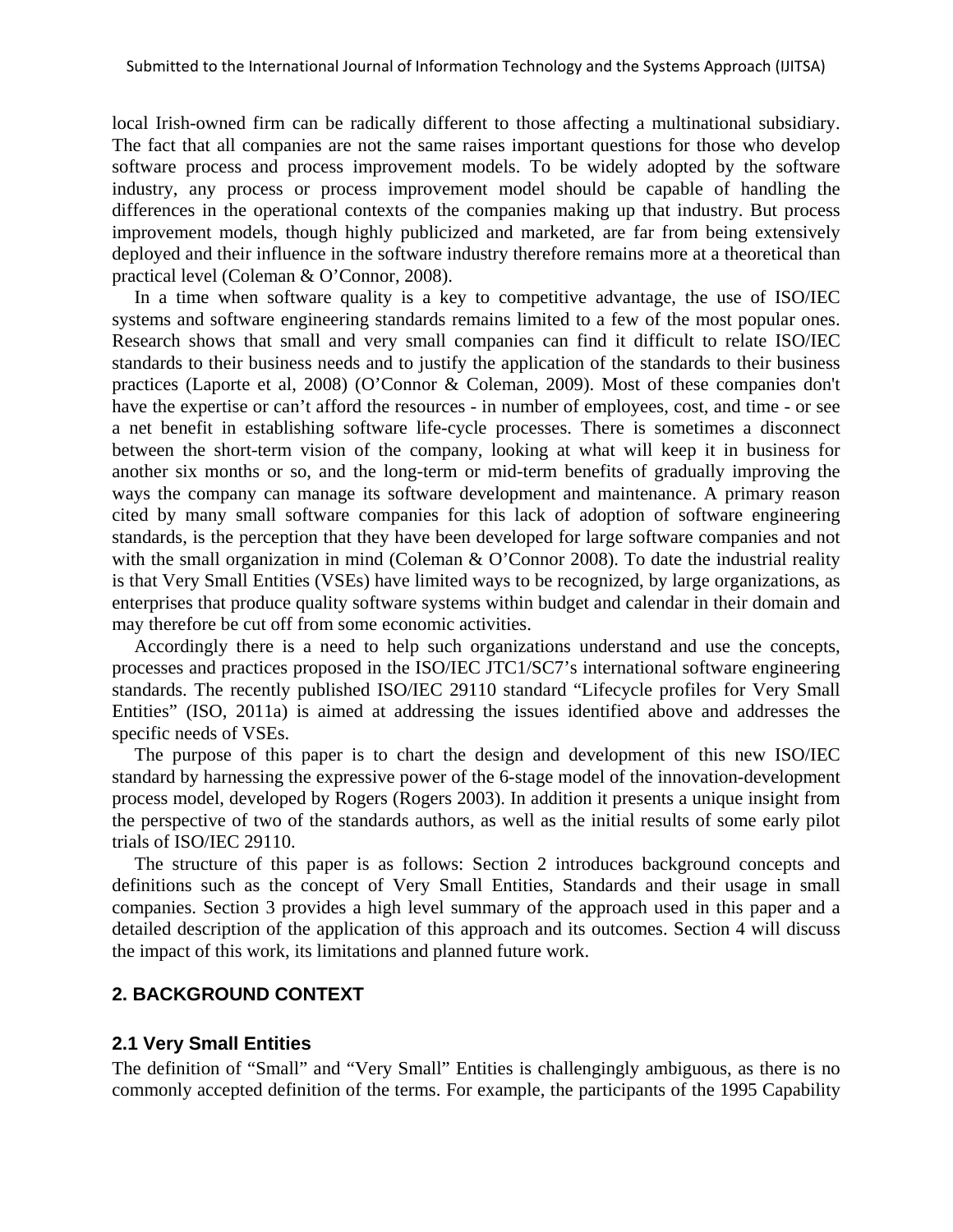local Irish-owned firm can be radically different to those affecting a multinational subsidiary. The fact that all companies are not the same raises important questions for those who develop software process and process improvement models. To be widely adopted by the software industry, any process or process improvement model should be capable of handling the differences in the operational contexts of the companies making up that industry. But process improvement models, though highly publicized and marketed, are far from being extensively deployed and their influence in the software industry therefore remains more at a theoretical than practical level (Coleman & O'Connor, 2008).

In a time when software quality is a key to competitive advantage, the use of ISO/IEC systems and software engineering standards remains limited to a few of the most popular ones. Research shows that small and very small companies can find it difficult to relate ISO/IEC standards to their business needs and to justify the application of the standards to their business practices (Laporte et al, 2008) (O'Connor & Coleman, 2009). Most of these companies don't have the expertise or can't afford the resources - in number of employees, cost, and time - or see a net benefit in establishing software life-cycle processes. There is sometimes a disconnect between the short-term vision of the company, looking at what will keep it in business for another six months or so, and the long-term or mid-term benefits of gradually improving the ways the company can manage its software development and maintenance. A primary reason cited by many small software companies for this lack of adoption of software engineering standards, is the perception that they have been developed for large software companies and not with the small organization in mind (Coleman & O'Connor 2008). To date the industrial reality is that Very Small Entities (VSEs) have limited ways to be recognized, by large organizations, as enterprises that produce quality software systems within budget and calendar in their domain and may therefore be cut off from some economic activities.

Accordingly there is a need to help such organizations understand and use the concepts, processes and practices proposed in the ISO/IEC JTC1/SC7's international software engineering standards. The recently published ISO/IEC 29110 standard "Lifecycle profiles for Very Small Entities" (ISO, 2011a) is aimed at addressing the issues identified above and addresses the specific needs of VSEs.

The purpose of this paper is to chart the design and development of this new ISO/IEC standard by harnessing the expressive power of the 6-stage model of the innovation-development process model, developed by Rogers (Rogers 2003). In addition it presents a unique insight from the perspective of two of the standards authors, as well as the initial results of some early pilot trials of ISO/IEC 29110.

The structure of this paper is as follows: Section 2 introduces background concepts and definitions such as the concept of Very Small Entities, Standards and their usage in small companies. Section 3 provides a high level summary of the approach used in this paper and a detailed description of the application of this approach and its outcomes. Section 4 will discuss the impact of this work, its limitations and planned future work.

## 2. BACKGROUND CONTEXT

### 2.1 Very Small Entities

The definition of "Small" and "Very Small" Entities is challengingly ambiguous, as there is no commonly accepted definition of the terms. For example, the participants of the 1995 Capability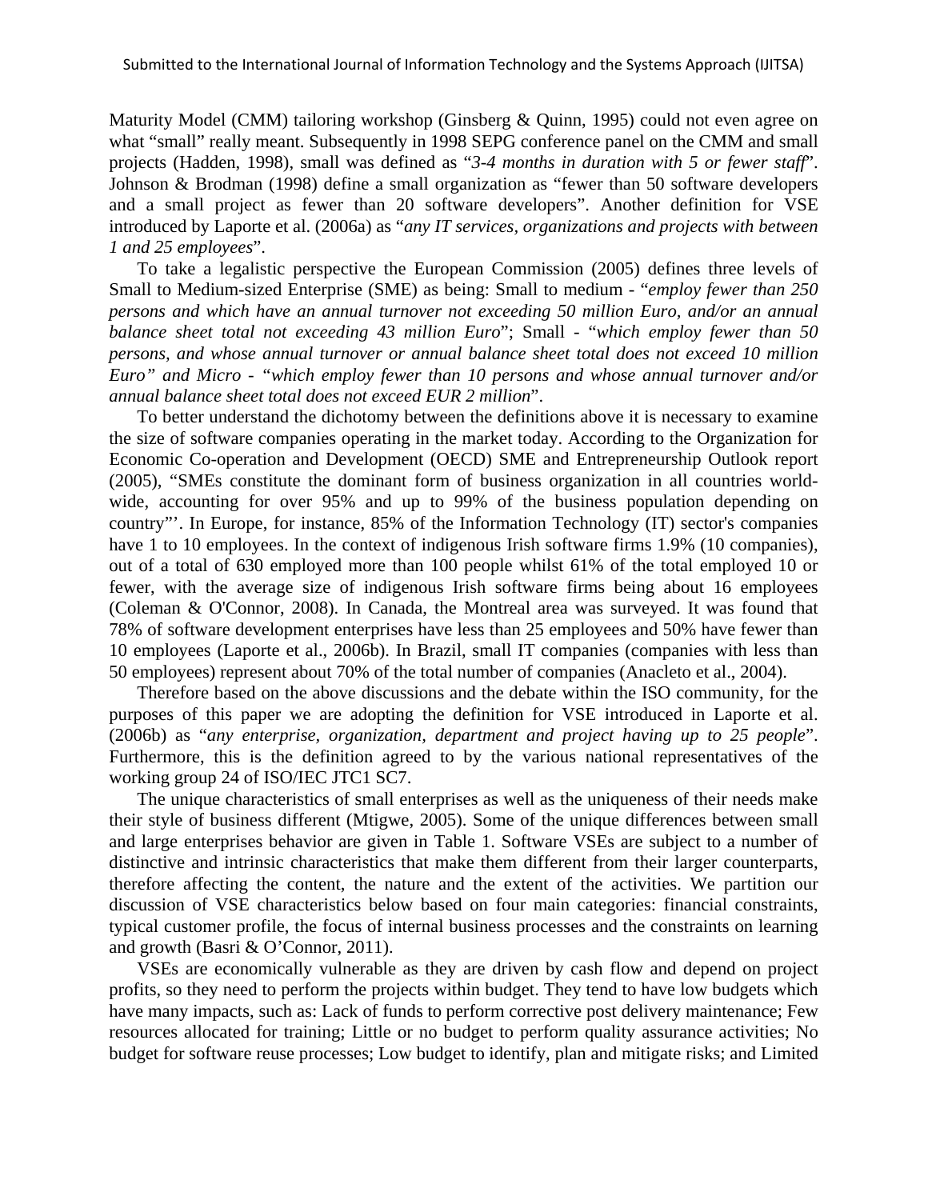Maturity Model (CMM) tailoring workshop (Ginsberg & Quinn, 1995) could not even agree on what "small" really meant. Subsequently in 1998 SEPG conference panel on the CMM and small projects (Hadden, 1998), small was defined as "*3-4 months in duration with 5 or fewer staff*". Johnson & Brodman (1998) define a small organization as "fewer than 50 software developers and a small project as fewer than 20 software developers". Another definition for VSE introduced by Laporte et al. (2006a) as "*any IT services, organizations and projects with between 1 and 25 employees*".

To take a legalistic perspective the European Commission (2005) defines three levels of Small to Medium-sized Enterprise (SME) as being: Small to medium - "*employ fewer than 250 persons and which have an annual turnover not exceeding 50 million Euro, and/or an annual balance sheet total not exceeding 43 million Euro*"; Small - "*which employ fewer than 50 persons, and whose annual turnover or annual balance sheet total does not exceed 10 million Euro" and Micro - "which employ fewer than 10 persons and whose annual turnover and/or annual balance sheet total does not exceed EUR 2 million*".

To better understand the dichotomy between the definitions above it is necessary to examine the size of software companies operating in the market today. According to the Organization for Economic Co-operation and Development (OECD) SME and Entrepreneurship Outlook report (2005), "SMEs constitute the dominant form of business organization in all countries world-wide, accounting for over 95% and up to 99% of the business population depending on country"'. In Europe, for instance, 85% of the Information Technology (IT) sector's companies have 1 to 10 employees. In the context of indigenous Irish software firms 1.9% (10 companies), out of a total of 630 employed more than 100 people whilst 61% of the total employed 10 or fewer, with the average size of indigenous Irish software firms being about 16 employees (Coleman & O'Connor, 2008). In Canada, the Montreal area was surveyed. It was found that 78% of software development enterprises have less than 25 employees and 50% have fewer than 10 employees (Laporte et al., 2006b). In Brazil, small IT companies (companies with less than 50 employees) represent about 70% of the total number of companies (Anacleto et al., 2004).

Therefore based on the above discussions and the debate within the ISO community, for the purposes of this paper we are adopting the definition for VSE introduced in Laporte et al. (2006b) as "*any enterprise, organization, department and project having up to 25 people*". Furthermore, this is the definition agreed to by the various national representatives of the working group 24 of ISO/IEC JTC1 SC7.

The unique characteristics of small enterprises as well as the uniqueness of their needs make their style of business different (Mtigwe, 2005). Some of the unique differences between small and large enterprises behavior are given in Table 1. Software VSEs are subject to a number of distinctive and intrinsic characteristics that make them different from their larger counterparts, therefore affecting the content, the nature and the extent of the activities. We partition our discussion of VSE characteristics below based on four main categories: financial constraints, typical customer profile, the focus of internal business processes and the constraints on learning and growth (Basri & O'Connor, 2011).

VSEs are economically vulnerable as they are driven by cash flow and depend on project profits, so they need to perform the projects within budget. They tend to have low budgets which have many impacts, such as: Lack of funds to perform corrective post delivery maintenance; Few resources allocated for training; Little or no budget to perform quality assurance activities; No budget for software reuse processes; Low budget to identify, plan and mitigate risks; and Limited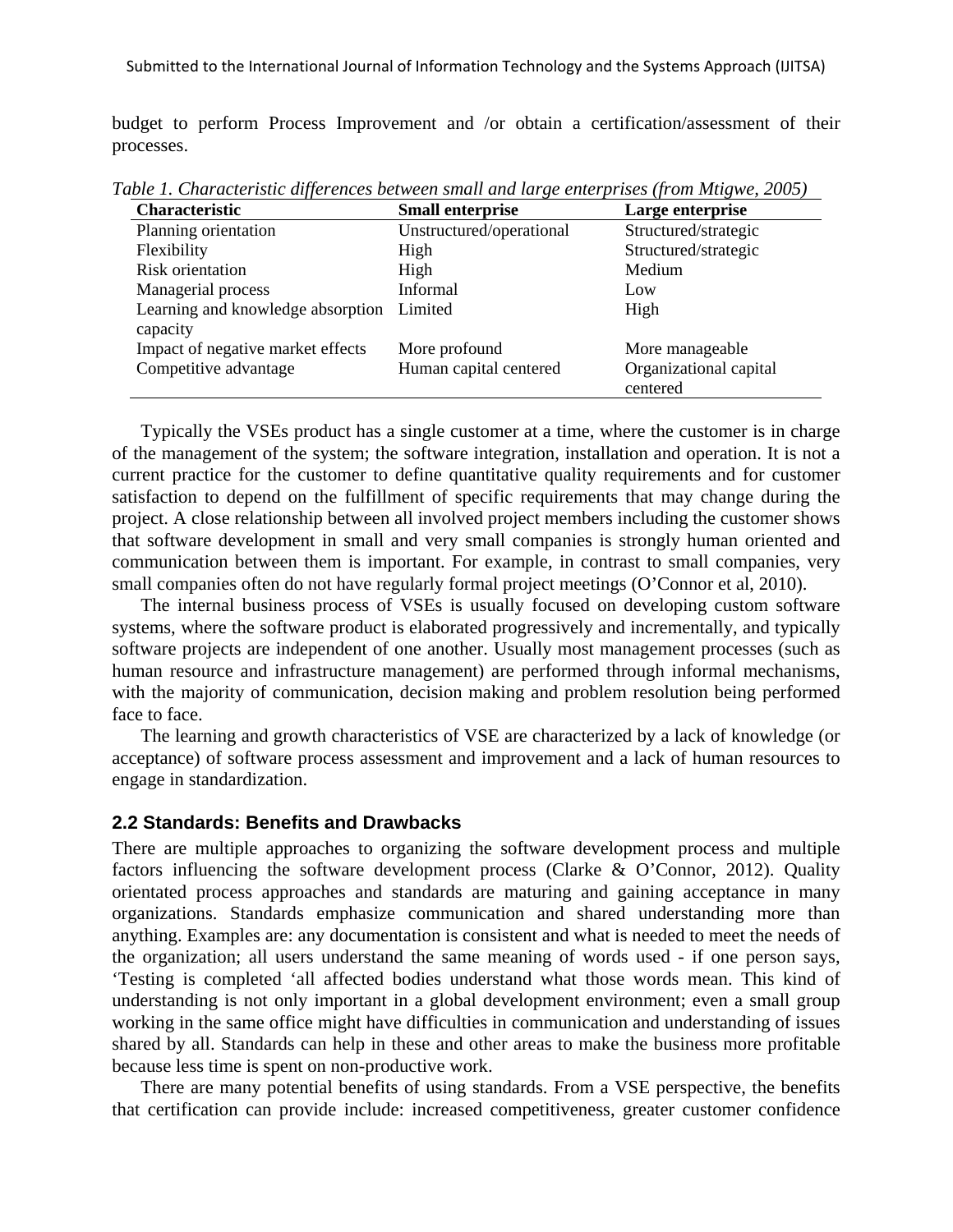budget to perform Process Improvement and /or obtain a certification/assessment of their processes.

*Table 1. Characteristic differences between small and large enterprises (from Mtigwe, 2005)*

| Characteristic | Small enterprise | Large enterprise |
|---|---|---|
| Planning orientation | Unstructured/operational | Structured/strategic |
| Flexibility | High | Structured/strategic |
| Risk orientation | High | Medium |
| Managerial process | Informal | Low |
| Learning and knowledge absorption capacity | Limited | High |
| Impact of negative market effects | More profound | More manageable |
| Competitive advantage | Human capital centered | Organizational capital centered |

Typically the VSEs product has a single customer at a time, where the customer is in charge of the management of the system; the software integration, installation and operation. It is not a current practice for the customer to define quantitative quality requirements and for customer satisfaction to depend on the fulfillment of specific requirements that may change during the project. A close relationship between all involved project members including the customer shows that software development in small and very small companies is strongly human oriented and communication between them is important. For example, in contrast to small companies, very small companies often do not have regularly formal project meetings (O'Connor et al, 2010).

The internal business process of VSEs is usually focused on developing custom software systems, where the software product is elaborated progressively and incrementally, and typically software projects are independent of one another. Usually most management processes (such as human resource and infrastructure management) are performed through informal mechanisms, with the majority of communication, decision making and problem resolution being performed face to face.

The learning and growth characteristics of VSE are characterized by a lack of knowledge (or acceptance) of software process assessment and improvement and a lack of human resources to engage in standardization.

## 2.2 Standards: Benefits and Drawbacks

There are multiple approaches to organizing the software development process and multiple factors influencing the software development process (Clarke & O'Connor, 2012). Quality orientated process approaches and standards are maturing and gaining acceptance in many organizations. Standards emphasize communication and shared understanding more than anything. Examples are: any documentation is consistent and what is needed to meet the needs of the organization; all users understand the same meaning of words used - if one person says, 'Testing is completed 'all affected bodies understand what those words mean. This kind of understanding is not only important in a global development environment; even a small group working in the same office might have difficulties in communication and understanding of issues shared by all. Standards can help in these and other areas to make the business more profitable because less time is spent on non-productive work.

There are many potential benefits of using standards. From a VSE perspective, the benefits that certification can provide include: increased competitiveness, greater customer confidence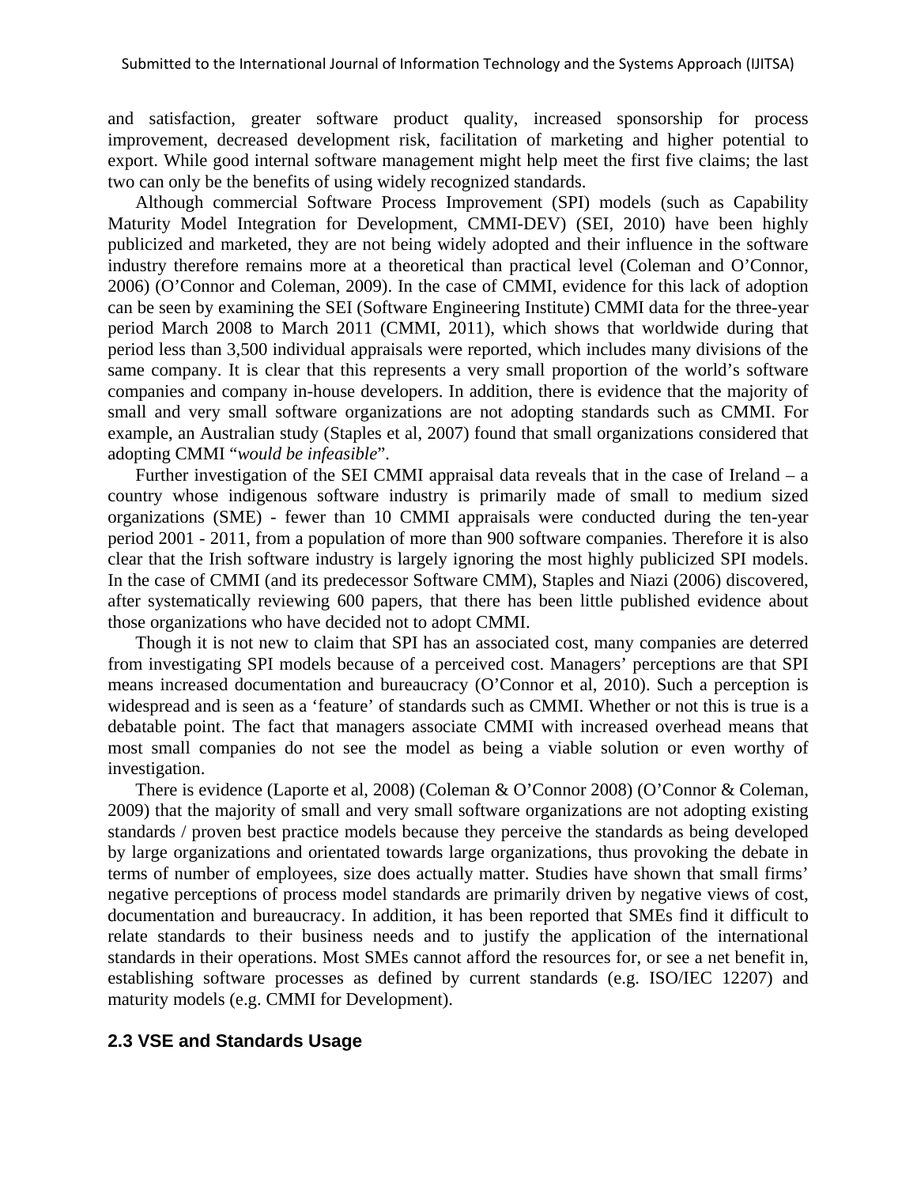and satisfaction, greater software product quality, increased sponsorship for process improvement, decreased development risk, facilitation of marketing and higher potential to export. While good internal software management might help meet the first five claims; the last two can only be the benefits of using widely recognized standards.

Although commercial Software Process Improvement (SPI) models (such as Capability Maturity Model Integration for Development, CMMI-DEV) (SEI, 2010) have been highly publicized and marketed, they are not being widely adopted and their influence in the software industry therefore remains more at a theoretical than practical level (Coleman and O'Connor, 2006) (O'Connor and Coleman, 2009). In the case of CMMI, evidence for this lack of adoption can be seen by examining the SEI (Software Engineering Institute) CMMI data for the three-year period March 2008 to March 2011 (CMMI, 2011), which shows that worldwide during that period less than 3,500 individual appraisals were reported, which includes many divisions of the same company. It is clear that this represents a very small proportion of the world's software companies and company in-house developers. In addition, there is evidence that the majority of small and very small software organizations are not adopting standards such as CMMI. For example, an Australian study (Staples et al, 2007) found that small organizations considered that adopting CMMI "*would be infeasible*".

Further investigation of the SEI CMMI appraisal data reveals that in the case of Ireland – a country whose indigenous software industry is primarily made of small to medium sized organizations (SME) - fewer than 10 CMMI appraisals were conducted during the ten-year period 2001 - 2011, from a population of more than 900 software companies. Therefore it is also clear that the Irish software industry is largely ignoring the most highly publicized SPI models. In the case of CMMI (and its predecessor Software CMM), Staples and Niazi (2006) discovered, after systematically reviewing 600 papers, that there has been little published evidence about those organizations who have decided not to adopt CMMI.

Though it is not new to claim that SPI has an associated cost, many companies are deterred from investigating SPI models because of a perceived cost. Managers' perceptions are that SPI means increased documentation and bureaucracy (O'Connor et al, 2010). Such a perception is widespread and is seen as a 'feature' of standards such as CMMI. Whether or not this is true is a debatable point. The fact that managers associate CMMI with increased overhead means that most small companies do not see the model as being a viable solution or even worthy of investigation.

There is evidence (Laporte et al, 2008) (Coleman & O'Connor 2008) (O'Connor & Coleman, 2009) that the majority of small and very small software organizations are not adopting existing standards / proven best practice models because they perceive the standards as being developed by large organizations and orientated towards large organizations, thus provoking the debate in terms of number of employees, size does actually matter. Studies have shown that small firms' negative perceptions of process model standards are primarily driven by negative views of cost, documentation and bureaucracy. In addition, it has been reported that SMEs find it difficult to relate standards to their business needs and to justify the application of the international standards in their operations. Most SMEs cannot afford the resources for, or see a net benefit in, establishing software processes as defined by current standards (e.g. ISO/IEC 12207) and maturity models (e.g. CMMI for Development).

### 2.3 VSE and Standards Usage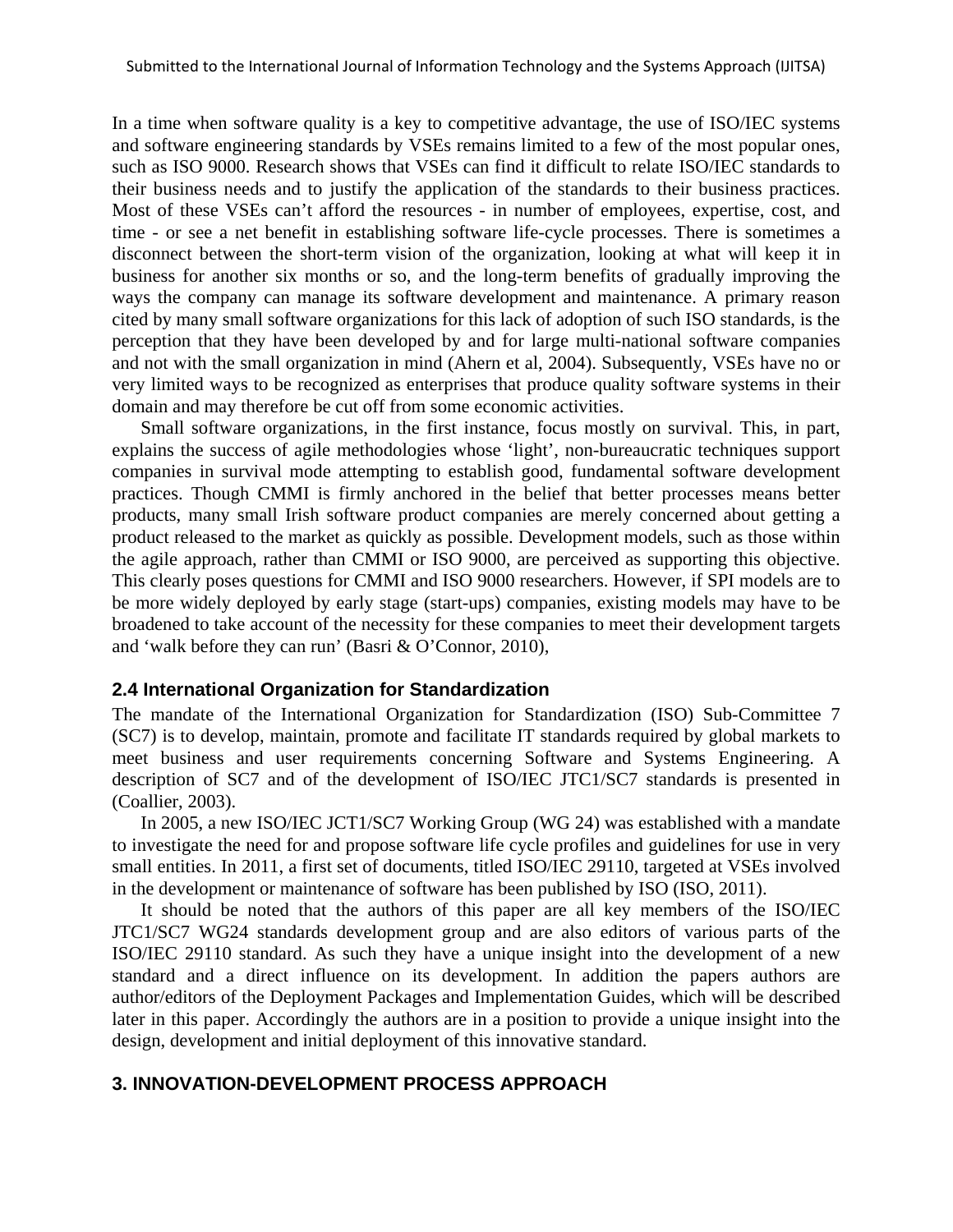In a time when software quality is a key to competitive advantage, the use of ISO/IEC systems and software engineering standards by VSEs remains limited to a few of the most popular ones, such as ISO 9000. Research shows that VSEs can find it difficult to relate ISO/IEC standards to their business needs and to justify the application of the standards to their business practices. Most of these VSEs can't afford the resources - in number of employees, expertise, cost, and time - or see a net benefit in establishing software life-cycle processes. There is sometimes a disconnect between the short-term vision of the organization, looking at what will keep it in business for another six months or so, and the long-term benefits of gradually improving the ways the company can manage its software development and maintenance. A primary reason cited by many small software organizations for this lack of adoption of such ISO standards, is the perception that they have been developed by and for large multi-national software companies and not with the small organization in mind (Ahern et al, 2004). Subsequently, VSEs have no or very limited ways to be recognized as enterprises that produce quality software systems in their domain and may therefore be cut off from some economic activities.

Small software organizations, in the first instance, focus mostly on survival. This, in part, explains the success of agile methodologies whose 'light', non-bureaucratic techniques support companies in survival mode attempting to establish good, fundamental software development practices. Though CMMI is firmly anchored in the belief that better processes means better products, many small Irish software product companies are merely concerned about getting a product released to the market as quickly as possible. Development models, such as those within the agile approach, rather than CMMI or ISO 9000, are perceived as supporting this objective. This clearly poses questions for CMMI and ISO 9000 researchers. However, if SPI models are to be more widely deployed by early stage (start-ups) companies, existing models may have to be broadened to take account of the necessity for these companies to meet their development targets and 'walk before they can run' (Basri & O'Connor, 2010),

### 2.4 International Organization for Standardization

The mandate of the International Organization for Standardization (ISO) Sub-Committee 7 (SC7) is to develop, maintain, promote and facilitate IT standards required by global markets to meet business and user requirements concerning Software and Systems Engineering. A description of SC7 and of the development of ISO/IEC JTC1/SC7 standards is presented in (Coallier, 2003).

In 2005, a new ISO/IEC JCT1/SC7 Working Group (WG 24) was established with a mandate to investigate the need for and propose software life cycle profiles and guidelines for use in very small entities. In 2011, a first set of documents, titled ISO/IEC 29110, targeted at VSEs involved in the development or maintenance of software has been published by ISO (ISO, 2011).

It should be noted that the authors of this paper are all key members of the ISO/IEC JTC1/SC7 WG24 standards development group and are also editors of various parts of the ISO/IEC 29110 standard. As such they have a unique insight into the development of a new standard and a direct influence on its development. In addition the papers authors are author/editors of the Deployment Packages and Implementation Guides, which will be described later in this paper. Accordingly the authors are in a position to provide a unique insight into the design, development and initial deployment of this innovative standard.

## 3. INNOVATION-DEVELOPMENT PROCESS APPROACH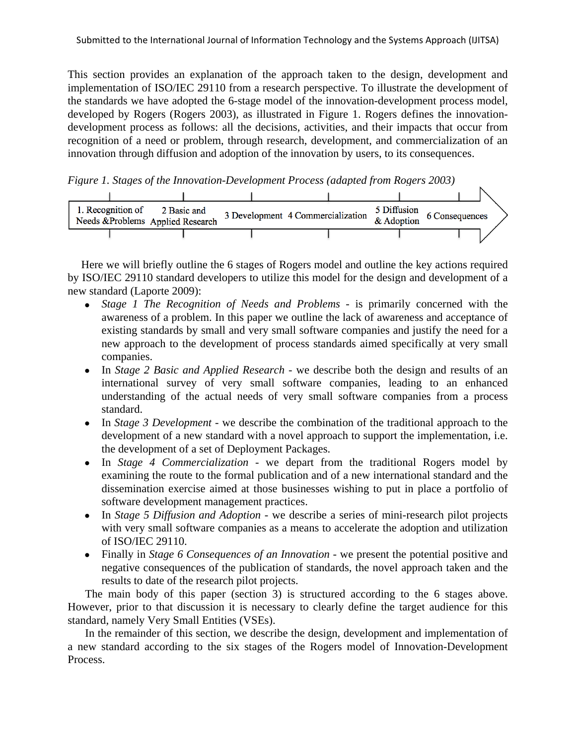This section provides an explanation of the approach taken to the design, development and implementation of ISO/IEC 29110 from a research perspective. To illustrate the development of the standards we have adopted the 6-stage model of the innovation-development process model, developed by Rogers (Rogers 2003), as illustrated in Figure 1. Rogers defines the innovation-development process as follows: all the decisions, activities, and their impacts that occur from recognition of a need or problem, through research, development, and commercialization of an innovation through diffusion and adoption of the innovation by users, to its consequences.

*Figure 1. Stages of the Innovation-Development Process (adapted from Rogers 2003)*

| 1. Recognition of Needs &Problems | 2 Basic and Applied Research | 3 Development | 4 Commercialization | 5 Diffusion & Adoption | 6 Consequences |
|---|---|---|---|---|---|

Here we will briefly outline the 6 stages of Rogers model and outline the key actions required by ISO/IEC 29110 standard developers to utilize this model for the design and development of a new standard (Laporte 2009):

- *Stage 1 The Recognition of Needs and Problems* - is primarily concerned with the awareness of a problem. In this paper we outline the lack of awareness and acceptance of existing standards by small and very small software companies and justify the need for a new approach to the development of process standards aimed specifically at very small companies.
- In *Stage 2 Basic and Applied Research* - we describe both the design and results of an international survey of very small software companies, leading to an enhanced understanding of the actual needs of very small software companies from a process standard.
- In *Stage 3 Development* - we describe the combination of the traditional approach to the development of a new standard with a novel approach to support the implementation, i.e. the development of a set of Deployment Packages.
- In *Stage 4 Commercialization* - we depart from the traditional Rogers model by examining the route to the formal publication and of a new international standard and the dissemination exercise aimed at those businesses wishing to put in place a portfolio of software development management practices.
- In *Stage 5 Diffusion and Adoption* - we describe a series of mini-research pilot projects with very small software companies as a means to accelerate the adoption and utilization of ISO/IEC 29110.
- Finally in *Stage 6 Consequences of an Innovation* - we present the potential positive and negative consequences of the publication of standards, the novel approach taken and the results to date of the research pilot projects.

The main body of this paper (section 3) is structured according to the 6 stages above. However, prior to that discussion it is necessary to clearly define the target audience for this standard, namely Very Small Entities (VSEs).

In the remainder of this section, we describe the design, development and implementation of a new standard according to the six stages of the Rogers model of Innovation-Development Process.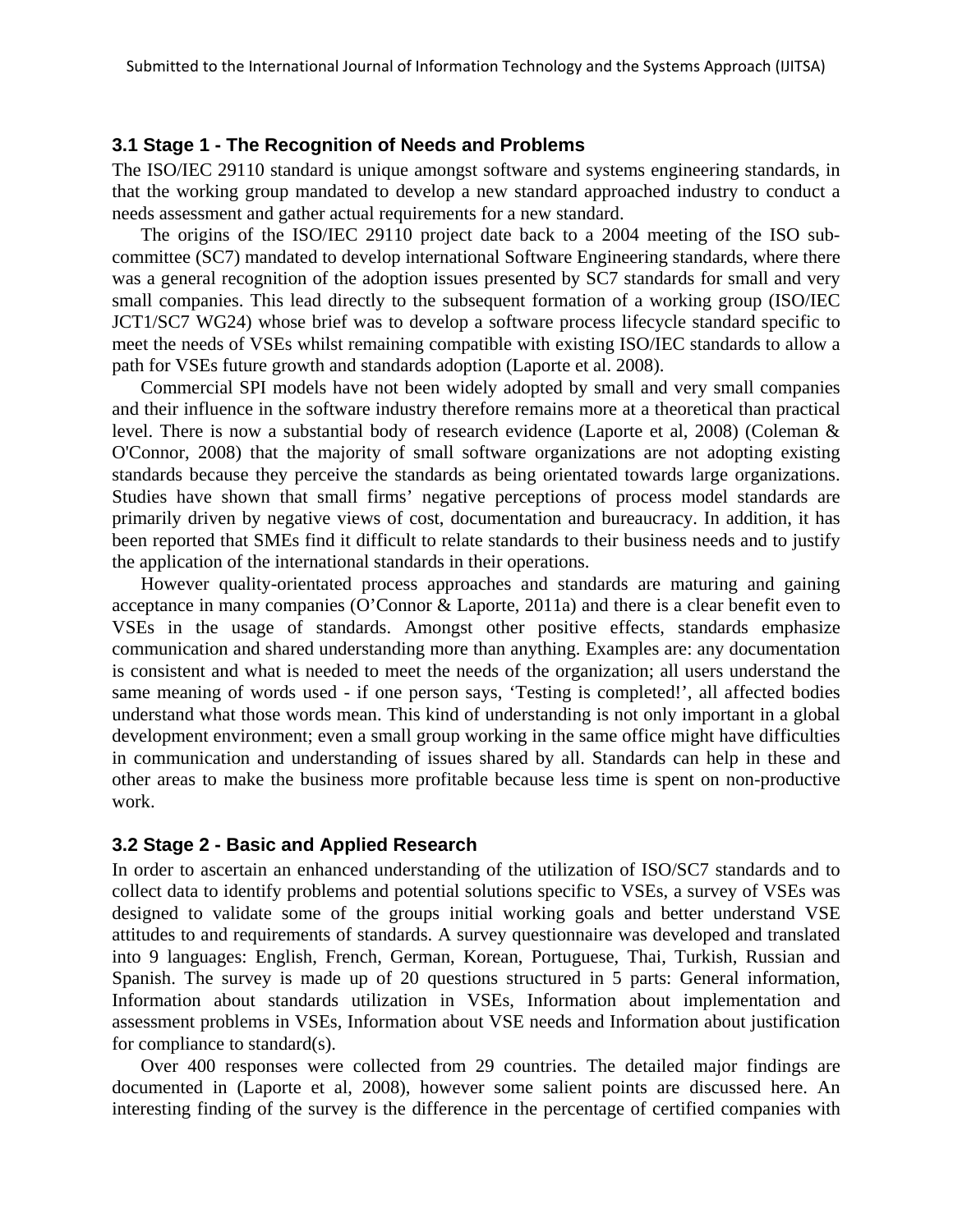### 3.1 Stage 1 - The Recognition of Needs and Problems

The ISO/IEC 29110 standard is unique amongst software and systems engineering standards, in that the working group mandated to develop a new standard approached industry to conduct a needs assessment and gather actual requirements for a new standard.

The origins of the ISO/IEC 29110 project date back to a 2004 meeting of the ISO sub-committee (SC7) mandated to develop international Software Engineering standards, where there was a general recognition of the adoption issues presented by SC7 standards for small and very small companies. This lead directly to the subsequent formation of a working group (ISO/IEC JCT1/SC7 WG24) whose brief was to develop a software process lifecycle standard specific to meet the needs of VSEs whilst remaining compatible with existing ISO/IEC standards to allow a path for VSEs future growth and standards adoption (Laporte et al. 2008).

Commercial SPI models have not been widely adopted by small and very small companies and their influence in the software industry therefore remains more at a theoretical than practical level. There is now a substantial body of research evidence (Laporte et al, 2008) (Coleman & O'Connor, 2008) that the majority of small software organizations are not adopting existing standards because they perceive the standards as being orientated towards large organizations. Studies have shown that small firms' negative perceptions of process model standards are primarily driven by negative views of cost, documentation and bureaucracy. In addition, it has been reported that SMEs find it difficult to relate standards to their business needs and to justify the application of the international standards in their operations.

However quality-orientated process approaches and standards are maturing and gaining acceptance in many companies (O'Connor & Laporte, 2011a) and there is a clear benefit even to VSEs in the usage of standards. Amongst other positive effects, standards emphasize communication and shared understanding more than anything. Examples are: any documentation is consistent and what is needed to meet the needs of the organization; all users understand the same meaning of words used - if one person says, 'Testing is completed!', all affected bodies understand what those words mean. This kind of understanding is not only important in a global development environment; even a small group working in the same office might have difficulties in communication and understanding of issues shared by all. Standards can help in these and other areas to make the business more profitable because less time is spent on non-productive work.

### 3.2 Stage 2 - Basic and Applied Research

In order to ascertain an enhanced understanding of the utilization of ISO/SC7 standards and to collect data to identify problems and potential solutions specific to VSEs, a survey of VSEs was designed to validate some of the groups initial working goals and better understand VSE attitudes to and requirements of standards. A survey questionnaire was developed and translated into 9 languages: English, French, German, Korean, Portuguese, Thai, Turkish, Russian and Spanish. The survey is made up of 20 questions structured in 5 parts: General information, Information about standards utilization in VSEs, Information about implementation and assessment problems in VSEs, Information about VSE needs and Information about justification for compliance to standard(s).

Over 400 responses were collected from 29 countries. The detailed major findings are documented in (Laporte et al, 2008), however some salient points are discussed here. An interesting finding of the survey is the difference in the percentage of certified companies with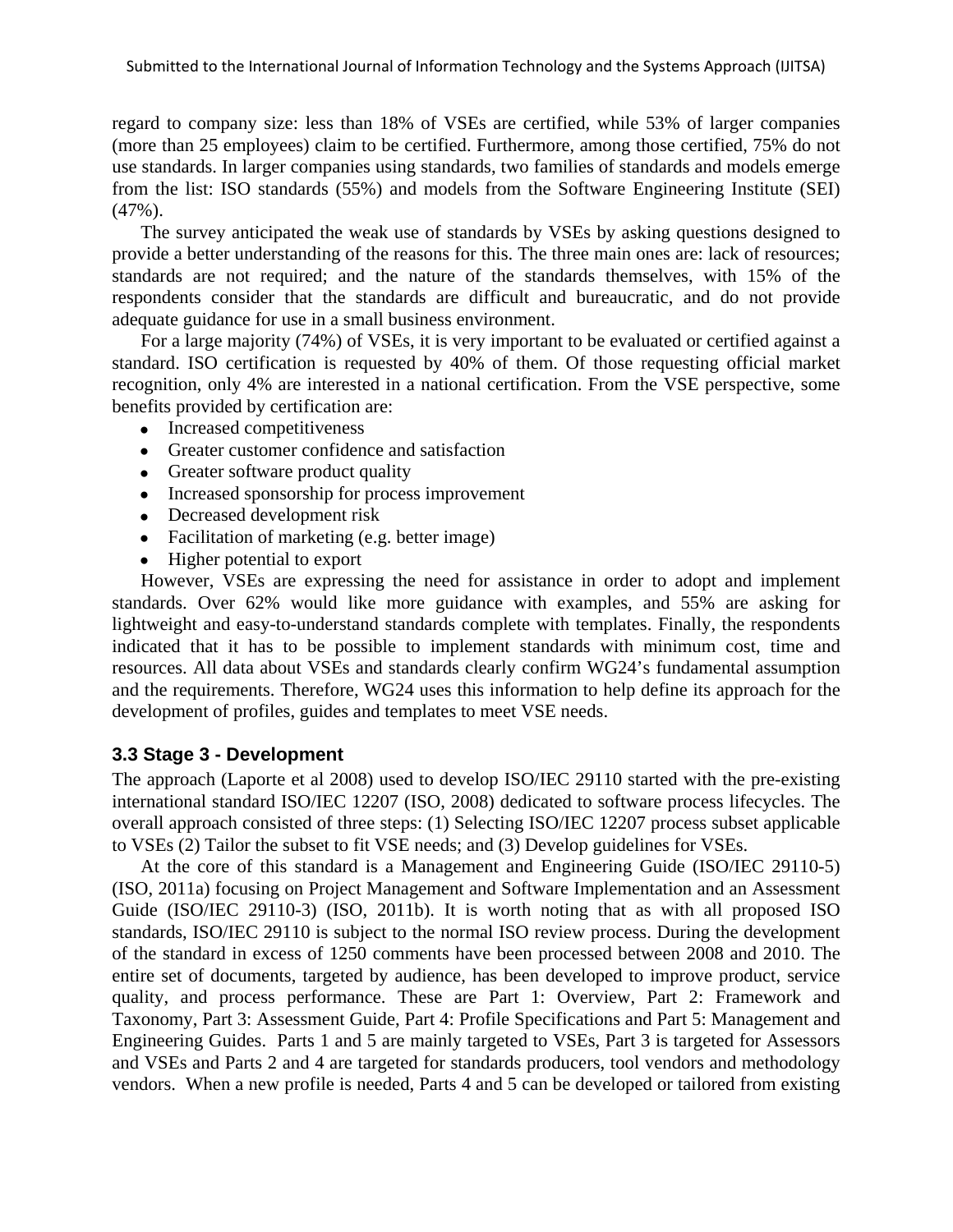regard to company size: less than 18% of VSEs are certified, while 53% of larger companies (more than 25 employees) claim to be certified. Furthermore, among those certified, 75% do not use standards. In larger companies using standards, two families of standards and models emerge from the list: ISO standards (55%) and models from the Software Engineering Institute (SEI) (47%).

The survey anticipated the weak use of standards by VSEs by asking questions designed to provide a better understanding of the reasons for this. The three main ones are: lack of resources; standards are not required; and the nature of the standards themselves, with 15% of the respondents consider that the standards are difficult and bureaucratic, and do not provide adequate guidance for use in a small business environment.

For a large majority (74%) of VSEs, it is very important to be evaluated or certified against a standard. ISO certification is requested by 40% of them. Of those requesting official market recognition, only 4% are interested in a national certification. From the VSE perspective, some benefits provided by certification are:

- Increased competitiveness
- Greater customer confidence and satisfaction
- Greater software product quality
- Increased sponsorship for process improvement
- Decreased development risk
- Facilitation of marketing (e.g. better image)
- Higher potential to export

However, VSEs are expressing the need for assistance in order to adopt and implement standards. Over 62% would like more guidance with examples, and 55% are asking for lightweight and easy-to-understand standards complete with templates. Finally, the respondents indicated that it has to be possible to implement standards with minimum cost, time and resources. All data about VSEs and standards clearly confirm WG24's fundamental assumption and the requirements. Therefore, WG24 uses this information to help define its approach for the development of profiles, guides and templates to meet VSE needs.

### 3.3 Stage 3 - Development

The approach (Laporte et al 2008) used to develop ISO/IEC 29110 started with the pre-existing international standard ISO/IEC 12207 (ISO, 2008) dedicated to software process lifecycles. The overall approach consisted of three steps: (1) Selecting ISO/IEC 12207 process subset applicable to VSEs (2) Tailor the subset to fit VSE needs; and (3) Develop guidelines for VSEs.

At the core of this standard is a Management and Engineering Guide (ISO/IEC 29110-5) (ISO, 2011a) focusing on Project Management and Software Implementation and an Assessment Guide (ISO/IEC 29110-3) (ISO, 2011b). It is worth noting that as with all proposed ISO standards, ISO/IEC 29110 is subject to the normal ISO review process. During the development of the standard in excess of 1250 comments have been processed between 2008 and 2010. The entire set of documents, targeted by audience, has been developed to improve product, service quality, and process performance. These are Part 1: Overview, Part 2: Framework and Taxonomy, Part 3: Assessment Guide, Part 4: Profile Specifications and Part 5: Management and Engineering Guides. Parts 1 and 5 are mainly targeted to VSEs, Part 3 is targeted for Assessors and VSEs and Parts 2 and 4 are targeted for standards producers, tool vendors and methodology vendors. When a new profile is needed, Parts 4 and 5 can be developed or tailored from existing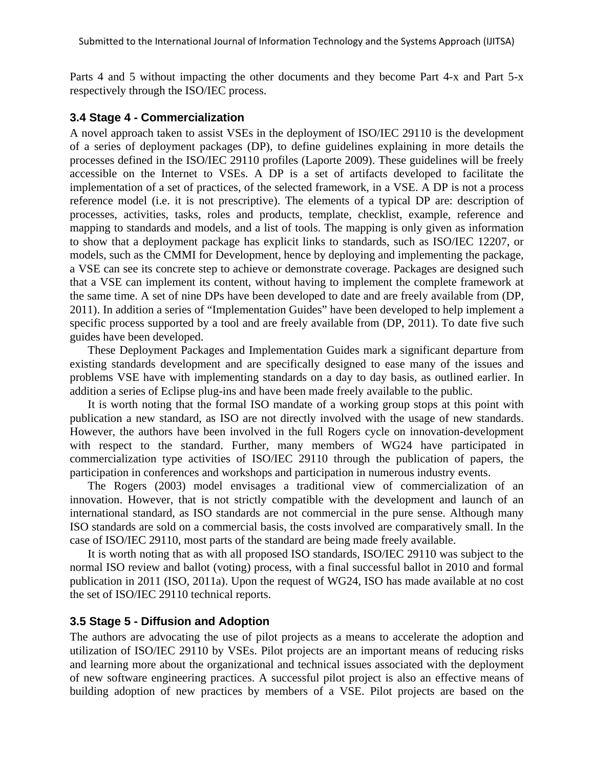Parts 4 and 5 without impacting the other documents and they become Part 4-x and Part 5-x respectively through the ISO/IEC process.

### 3.4 Stage 4 - Commercialization

A novel approach taken to assist VSEs in the deployment of ISO/IEC 29110 is the development of a series of deployment packages (DP), to define guidelines explaining in more details the processes defined in the ISO/IEC 29110 profiles (Laporte 2009). These guidelines will be freely accessible on the Internet to VSEs. A DP is a set of artifacts developed to facilitate the implementation of a set of practices, of the selected framework, in a VSE. A DP is not a process reference model (i.e. it is not prescriptive). The elements of a typical DP are: description of processes, activities, tasks, roles and products, template, checklist, example, reference and mapping to standards and models, and a list of tools. The mapping is only given as information to show that a deployment package has explicit links to standards, such as ISO/IEC 12207, or models, such as the CMMI for Development, hence by deploying and implementing the package, a VSE can see its concrete step to achieve or demonstrate coverage. Packages are designed such that a VSE can implement its content, without having to implement the complete framework at the same time. A set of nine DPs have been developed to date and are freely available from (DP, 2011). In addition a series of "Implementation Guides" have been developed to help implement a specific process supported by a tool and are freely available from (DP, 2011). To date five such guides have been developed.

These Deployment Packages and Implementation Guides mark a significant departure from existing standards development and are specifically designed to ease many of the issues and problems VSE have with implementing standards on a day to day basis, as outlined earlier. In addition a series of Eclipse plug-ins and have been made freely available to the public.

It is worth noting that the formal ISO mandate of a working group stops at this point with publication a new standard, as ISO are not directly involved with the usage of new standards. However, the authors have been involved in the full Rogers cycle on innovation-development with respect to the standard. Further, many members of WG24 have participated in commercialization type activities of ISO/IEC 29110 through the publication of papers, the participation in conferences and workshops and participation in numerous industry events.

The Rogers (2003) model envisages a traditional view of commercialization of an innovation. However, that is not strictly compatible with the development and launch of an international standard, as ISO standards are not commercial in the pure sense. Although many ISO standards are sold on a commercial basis, the costs involved are comparatively small. In the case of ISO/IEC 29110, most parts of the standard are being made freely available.

It is worth noting that as with all proposed ISO standards, ISO/IEC 29110 was subject to the normal ISO review and ballot (voting) process, with a final successful ballot in 2010 and formal publication in 2011 (ISO, 2011a). Upon the request of WG24, ISO has made available at no cost the set of ISO/IEC 29110 technical reports.

### 3.5 Stage 5 - Diffusion and Adoption

The authors are advocating the use of pilot projects as a means to accelerate the adoption and utilization of ISO/IEC 29110 by VSEs. Pilot projects are an important means of reducing risks and learning more about the organizational and technical issues associated with the deployment of new software engineering practices. A successful pilot project is also an effective means of building adoption of new practices by members of a VSE. Pilot projects are based on the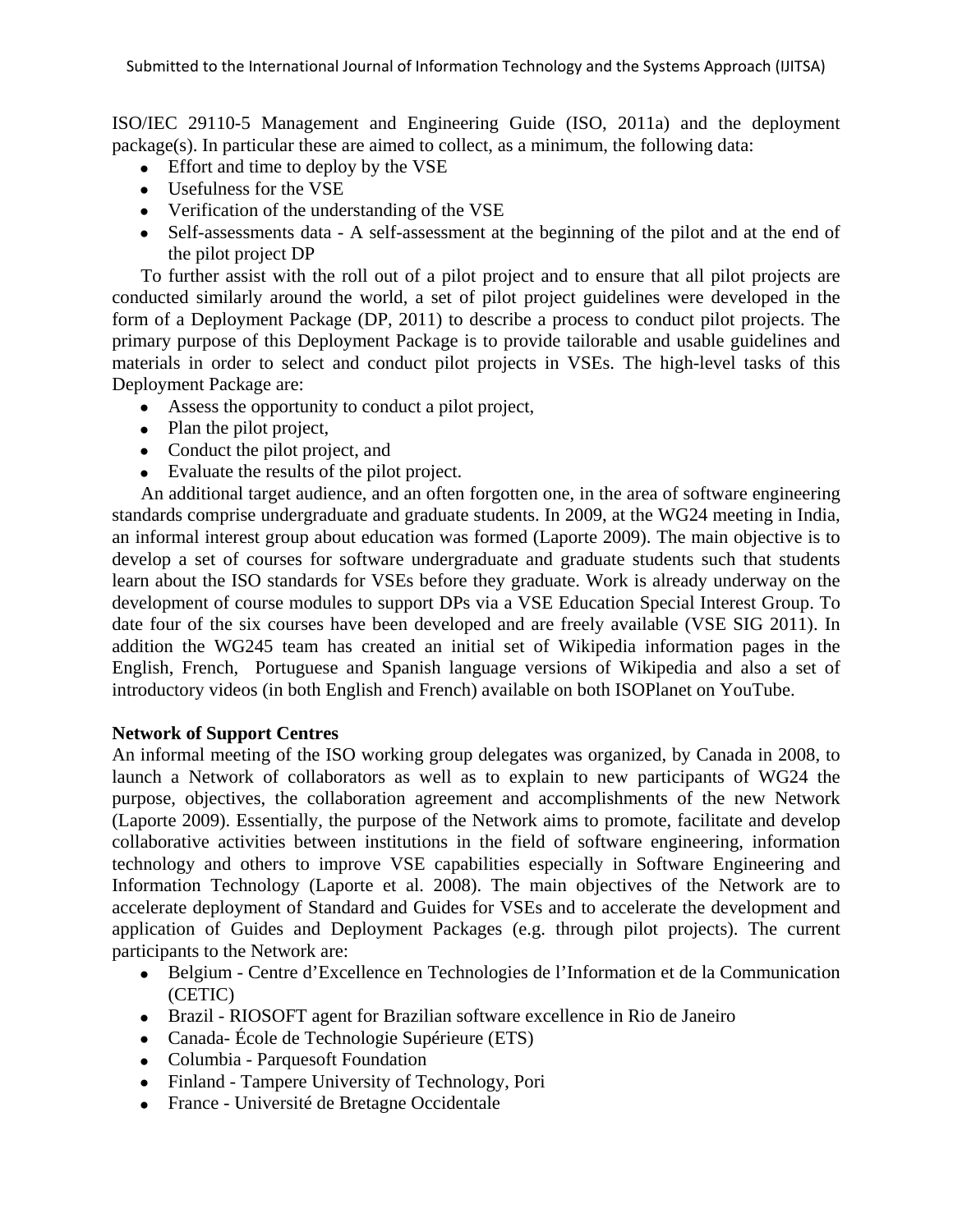ISO/IEC 29110-5 Management and Engineering Guide (ISO, 2011a) and the deployment package(s). In particular these are aimed to collect, as a minimum, the following data:

- Effort and time to deploy by the VSE
- Usefulness for the VSE
- Verification of the understanding of the VSE
- Self-assessments data - A self-assessment at the beginning of the pilot and at the end of the pilot project DP

To further assist with the roll out of a pilot project and to ensure that all pilot projects are conducted similarly around the world, a set of pilot project guidelines were developed in the form of a Deployment Package (DP, 2011) to describe a process to conduct pilot projects. The primary purpose of this Deployment Package is to provide tailorable and usable guidelines and materials in order to select and conduct pilot projects in VSEs. The high-level tasks of this Deployment Package are:

- Assess the opportunity to conduct a pilot project,
- Plan the pilot project,
- Conduct the pilot project, and
- Evaluate the results of the pilot project.

An additional target audience, and an often forgotten one, in the area of software engineering standards comprise undergraduate and graduate students. In 2009, at the WG24 meeting in India, an informal interest group about education was formed (Laporte 2009). The main objective is to develop a set of courses for software undergraduate and graduate students such that students learn about the ISO standards for VSEs before they graduate. Work is already underway on the development of course modules to support DPs via a VSE Education Special Interest Group. To date four of the six courses have been developed and are freely available (VSE SIG 2011). In addition the WG245 team has created an initial set of Wikipedia information pages in the English, French, Portuguese and Spanish language versions of Wikipedia and also a set of introductory videos (in both English and French) available on both ISOPlanet on YouTube.

**Network of Support Centres**

An informal meeting of the ISO working group delegates was organized, by Canada in 2008, to launch a Network of collaborators as well as to explain to new participants of WG24 the purpose, objectives, the collaboration agreement and accomplishments of the new Network (Laporte 2009). Essentially, the purpose of the Network aims to promote, facilitate and develop collaborative activities between institutions in the field of software engineering, information technology and others to improve VSE capabilities especially in Software Engineering and Information Technology (Laporte et al. 2008). The main objectives of the Network are to accelerate deployment of Standard and Guides for VSEs and to accelerate the development and application of Guides and Deployment Packages (e.g. through pilot projects). The current participants to the Network are:

- Belgium - Centre d'Excellence en Technologies de l'Information et de la Communication (CETIC)
- Brazil - RIOSOFT agent for Brazilian software excellence in Rio de Janeiro
- Canada- École de Technologie Supérieure (ETS)
- Columbia - Parquesoft Foundation
- Finland - Tampere University of Technology, Pori
- France - Université de Bretagne Occidentale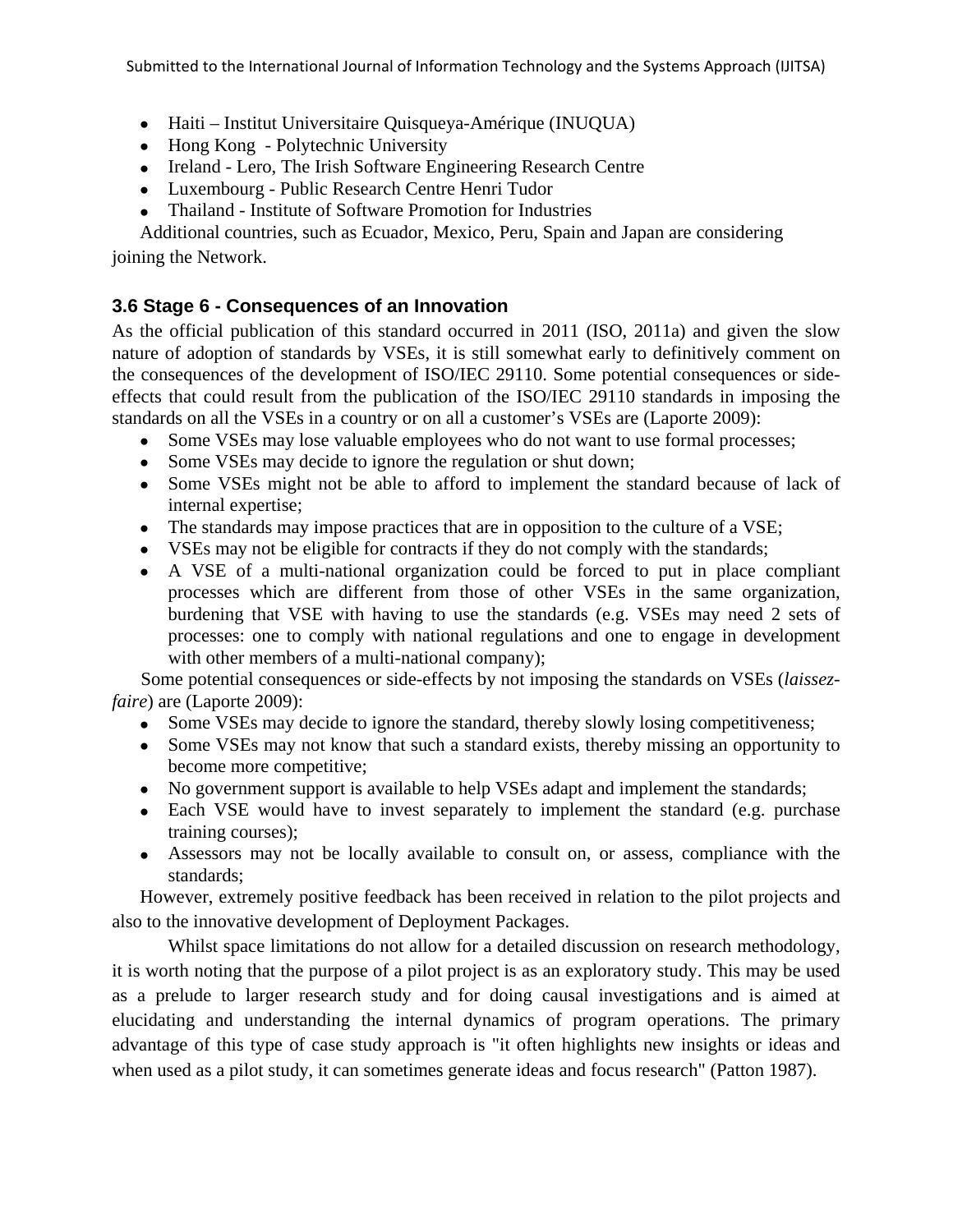- Haiti – Institut Universitaire Quisqueya-Amérique (INUQUA)
- Hong Kong - Polytechnic University
- Ireland - Lero, The Irish Software Engineering Research Centre
- Luxembourg - Public Research Centre Henri Tudor
- Thailand - Institute of Software Promotion for Industries

Additional countries, such as Ecuador, Mexico, Peru, Spain and Japan are considering joining the Network.

### 3.6 Stage 6 - Consequences of an Innovation

As the official publication of this standard occurred in 2011 (ISO, 2011a) and given the slow nature of adoption of standards by VSEs, it is still somewhat early to definitively comment on the consequences of the development of ISO/IEC 29110. Some potential consequences or side-effects that could result from the publication of the ISO/IEC 29110 standards in imposing the standards on all the VSEs in a country or on all a customer's VSEs are (Laporte 2009):

- Some VSEs may lose valuable employees who do not want to use formal processes;
- Some VSEs may decide to ignore the regulation or shut down;
- Some VSEs might not be able to afford to implement the standard because of lack of internal expertise;
- The standards may impose practices that are in opposition to the culture of a VSE;
- VSEs may not be eligible for contracts if they do not comply with the standards;
- A VSE of a multi-national organization could be forced to put in place compliant processes which are different from those of other VSEs in the same organization, burdening that VSE with having to use the standards (e.g. VSEs may need 2 sets of processes: one to comply with national regulations and one to engage in development with other members of a multi-national company);

Some potential consequences or side-effects by not imposing the standards on VSEs (*laissez-faire*) are (Laporte 2009):

- Some VSEs may decide to ignore the standard, thereby slowly losing competitiveness;
- Some VSEs may not know that such a standard exists, thereby missing an opportunity to become more competitive;
- No government support is available to help VSEs adapt and implement the standards;
- Each VSE would have to invest separately to implement the standard (e.g. purchase training courses);
- Assessors may not be locally available to consult on, or assess, compliance with the standards;

However, extremely positive feedback has been received in relation to the pilot projects and also to the innovative development of Deployment Packages.

Whilst space limitations do not allow for a detailed discussion on research methodology, it is worth noting that the purpose of a pilot project is as an exploratory study. This may be used as a prelude to larger research study and for doing causal investigations and is aimed at elucidating and understanding the internal dynamics of program operations. The primary advantage of this type of case study approach is "it often highlights new insights or ideas and when used as a pilot study, it can sometimes generate ideas and focus research" (Patton 1987).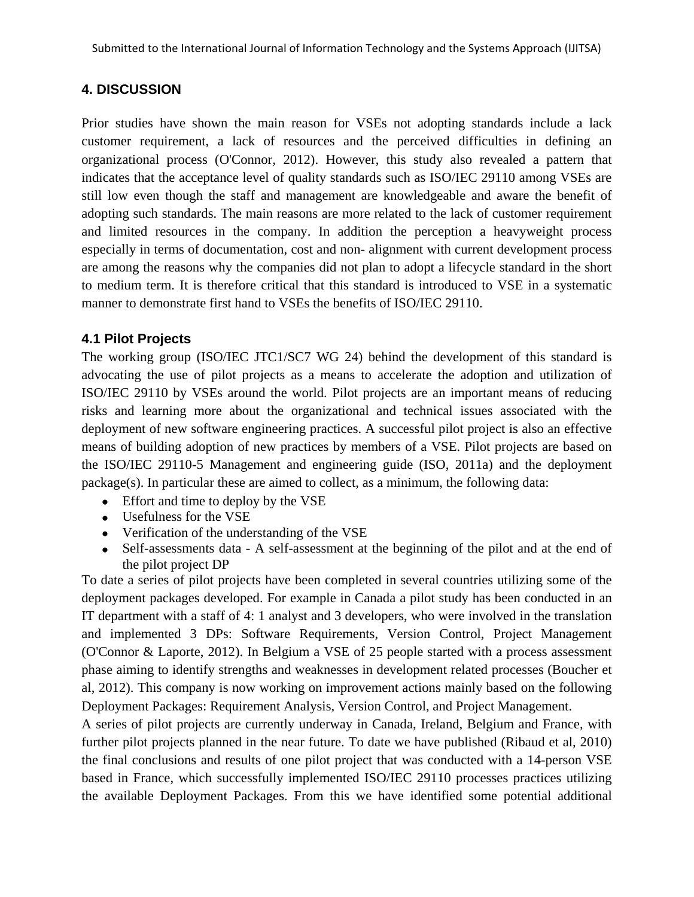## 4. DISCUSSION

Prior studies have shown the main reason for VSEs not adopting standards include a lack customer requirement, a lack of resources and the perceived difficulties in defining an organizational process (O'Connor, 2012). However, this study also revealed a pattern that indicates that the acceptance level of quality standards such as ISO/IEC 29110 among VSEs are still low even though the staff and management are knowledgeable and aware the benefit of adopting such standards. The main reasons are more related to the lack of customer requirement and limited resources in the company. In addition the perception a heavyweight process especially in terms of documentation, cost and non- alignment with current development process are among the reasons why the companies did not plan to adopt a lifecycle standard in the short to medium term. It is therefore critical that this standard is introduced to VSE in a systematic manner to demonstrate first hand to VSEs the benefits of ISO/IEC 29110.

### 4.1 Pilot Projects

The working group (ISO/IEC JTC1/SC7 WG 24) behind the development of this standard is advocating the use of pilot projects as a means to accelerate the adoption and utilization of ISO/IEC 29110 by VSEs around the world. Pilot projects are an important means of reducing risks and learning more about the organizational and technical issues associated with the deployment of new software engineering practices. A successful pilot project is also an effective means of building adoption of new practices by members of a VSE. Pilot projects are based on the ISO/IEC 29110-5 Management and engineering guide (ISO, 2011a) and the deployment package(s). In particular these are aimed to collect, as a minimum, the following data:

- Effort and time to deploy by the VSE
- Usefulness for the VSE
- Verification of the understanding of the VSE
- Self-assessments data - A self-assessment at the beginning of the pilot and at the end of the pilot project DP

To date a series of pilot projects have been completed in several countries utilizing some of the deployment packages developed. For example in Canada a pilot study has been conducted in an IT department with a staff of 4: 1 analyst and 3 developers, who were involved in the translation and implemented 3 DPs: Software Requirements, Version Control, Project Management (O'Connor & Laporte, 2012). In Belgium a VSE of 25 people started with a process assessment phase aiming to identify strengths and weaknesses in development related processes (Boucher et al, 2012). This company is now working on improvement actions mainly based on the following Deployment Packages: Requirement Analysis, Version Control, and Project Management.

A series of pilot projects are currently underway in Canada, Ireland, Belgium and France, with further pilot projects planned in the near future. To date we have published (Ribaud et al, 2010) the final conclusions and results of one pilot project that was conducted with a 14-person VSE based in France, which successfully implemented ISO/IEC 29110 processes practices utilizing the available Deployment Packages. From this we have identified some potential additional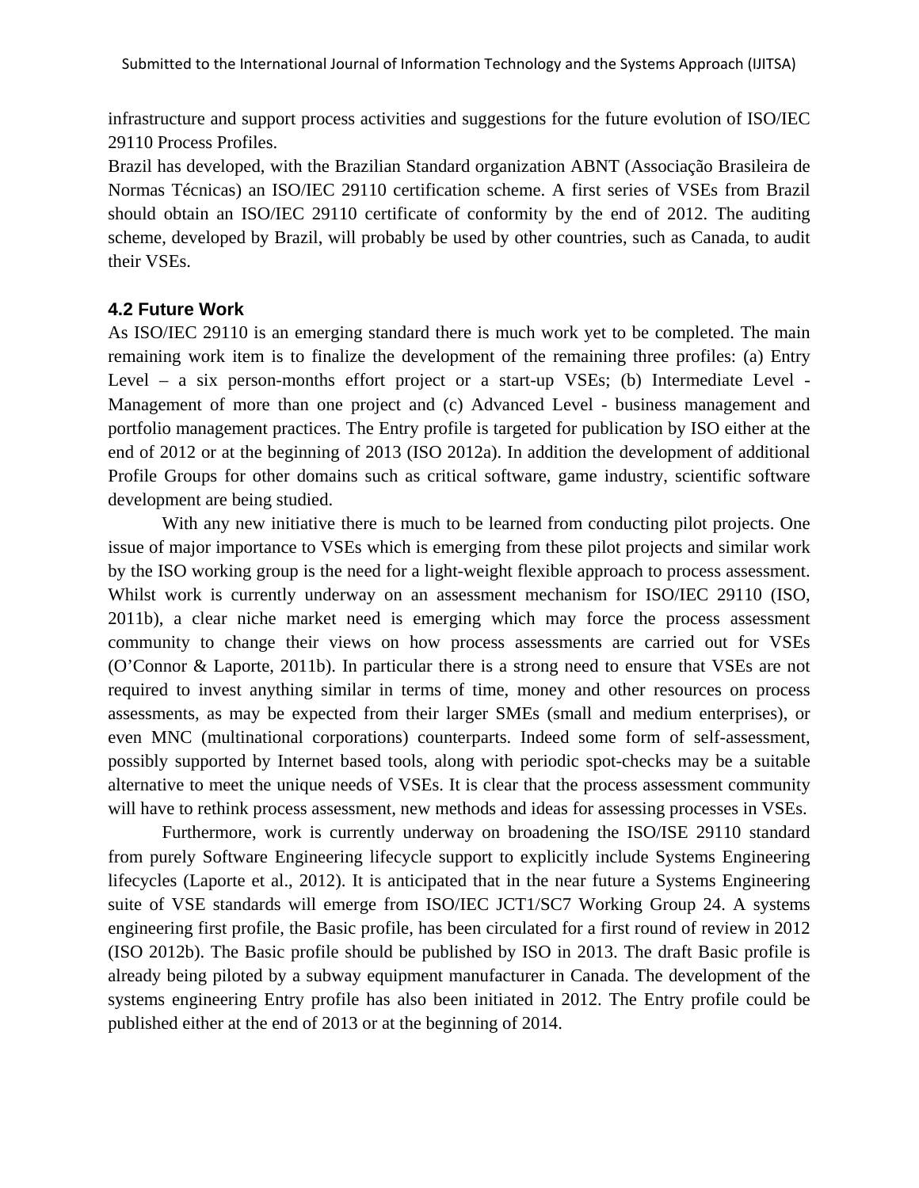infrastructure and support process activities and suggestions for the future evolution of ISO/IEC 29110 Process Profiles.

Brazil has developed, with the Brazilian Standard organization ABNT (Associação Brasileira de Normas Técnicas) an ISO/IEC 29110 certification scheme. A first series of VSEs from Brazil should obtain an ISO/IEC 29110 certificate of conformity by the end of 2012. The auditing scheme, developed by Brazil, will probably be used by other countries, such as Canada, to audit their VSEs.

### 4.2 Future Work

As ISO/IEC 29110 is an emerging standard there is much work yet to be completed. The main remaining work item is to finalize the development of the remaining three profiles: (a) Entry Level – a six person-months effort project or a start-up VSEs; (b) Intermediate Level - Management of more than one project and (c) Advanced Level - business management and portfolio management practices. The Entry profile is targeted for publication by ISO either at the end of 2012 or at the beginning of 2013 (ISO 2012a). In addition the development of additional Profile Groups for other domains such as critical software, game industry, scientific software development are being studied.

With any new initiative there is much to be learned from conducting pilot projects. One issue of major importance to VSEs which is emerging from these pilot projects and similar work by the ISO working group is the need for a light-weight flexible approach to process assessment. Whilst work is currently underway on an assessment mechanism for ISO/IEC 29110 (ISO, 2011b), a clear niche market need is emerging which may force the process assessment community to change their views on how process assessments are carried out for VSEs (O'Connor & Laporte, 2011b). In particular there is a strong need to ensure that VSEs are not required to invest anything similar in terms of time, money and other resources on process assessments, as may be expected from their larger SMEs (small and medium enterprises), or even MNC (multinational corporations) counterparts. Indeed some form of self-assessment, possibly supported by Internet based tools, along with periodic spot-checks may be a suitable alternative to meet the unique needs of VSEs. It is clear that the process assessment community will have to rethink process assessment, new methods and ideas for assessing processes in VSEs.

Furthermore, work is currently underway on broadening the ISO/ISE 29110 standard from purely Software Engineering lifecycle support to explicitly include Systems Engineering lifecycles (Laporte et al., 2012). It is anticipated that in the near future a Systems Engineering suite of VSE standards will emerge from ISO/IEC JCT1/SC7 Working Group 24. A systems engineering first profile, the Basic profile, has been circulated for a first round of review in 2012 (ISO 2012b). The Basic profile should be published by ISO in 2013. The draft Basic profile is already being piloted by a subway equipment manufacturer in Canada. The development of the systems engineering Entry profile has also been initiated in 2012. The Entry profile could be published either at the end of 2013 or at the beginning of 2014.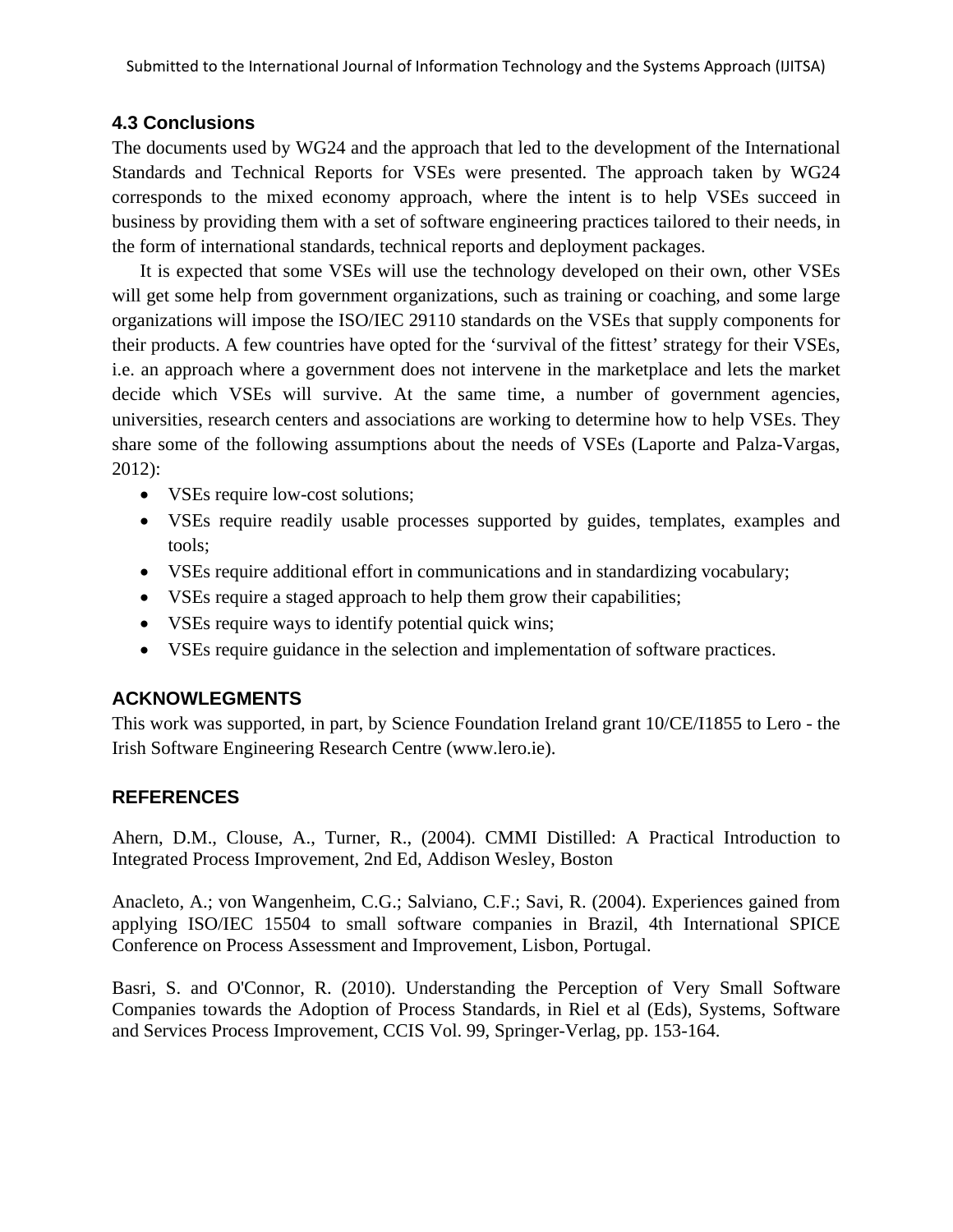### 4.3 Conclusions

The documents used by WG24 and the approach that led to the development of the International Standards and Technical Reports for VSEs were presented. The approach taken by WG24 corresponds to the mixed economy approach, where the intent is to help VSEs succeed in business by providing them with a set of software engineering practices tailored to their needs, in the form of international standards, technical reports and deployment packages.

It is expected that some VSEs will use the technology developed on their own, other VSEs will get some help from government organizations, such as training or coaching, and some large organizations will impose the ISO/IEC 29110 standards on the VSEs that supply components for their products. A few countries have opted for the 'survival of the fittest' strategy for their VSEs, i.e. an approach where a government does not intervene in the marketplace and lets the market decide which VSEs will survive. At the same time, a number of government agencies, universities, research centers and associations are working to determine how to help VSEs. They share some of the following assumptions about the needs of VSEs (Laporte and Palza-Vargas, 2012):

- VSEs require low-cost solutions;
- VSEs require readily usable processes supported by guides, templates, examples and tools;
- VSEs require additional effort in communications and in standardizing vocabulary;
- VSEs require a staged approach to help them grow their capabilities;
- VSEs require ways to identify potential quick wins;
- VSEs require guidance in the selection and implementation of software practices.

## ACKNOWLEGMENTS

This work was supported, in part, by Science Foundation Ireland grant 10/CE/I1855 to Lero - the Irish Software Engineering Research Centre (www.lero.ie).

## REFERENCES

Ahern, D.M., Clouse, A., Turner, R., (2004). CMMI Distilled: A Practical Introduction to Integrated Process Improvement, 2nd Ed, Addison Wesley, Boston

Anacleto, A.; von Wangenheim, C.G.; Salviano, C.F.; Savi, R. (2004). Experiences gained from applying ISO/IEC 15504 to small software companies in Brazil, 4th International SPICE Conference on Process Assessment and Improvement, Lisbon, Portugal.

Basri, S. and O'Connor, R. (2010). Understanding the Perception of Very Small Software Companies towards the Adoption of Process Standards, in Riel et al (Eds), Systems, Software and Services Process Improvement, CCIS Vol. 99, Springer-Verlag, pp. 153-164.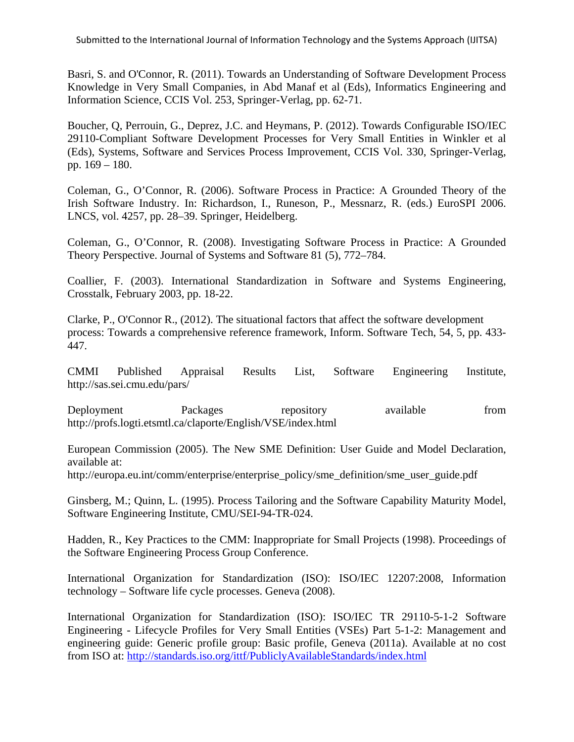Basri, S. and O'Connor, R. (2011). Towards an Understanding of Software Development Process Knowledge in Very Small Companies, in Abd Manaf et al (Eds), Informatics Engineering and Information Science, CCIS Vol. 253, Springer-Verlag, pp. 62-71.

Boucher, Q, Perrouin, G., Deprez, J.C. and Heymans, P. (2012). Towards Configurable ISO/IEC 29110-Compliant Software Development Processes for Very Small Entities in Winkler et al (Eds), Systems, Software and Services Process Improvement, CCIS Vol. 330, Springer-Verlag, pp. 169 – 180.

Coleman, G., O'Connor, R. (2006). Software Process in Practice: A Grounded Theory of the Irish Software Industry. In: Richardson, I., Runeson, P., Messnarz, R. (eds.) EuroSPI 2006. LNCS, vol. 4257, pp. 28–39. Springer, Heidelberg.

Coleman, G., O'Connor, R. (2008). Investigating Software Process in Practice: A Grounded Theory Perspective. Journal of Systems and Software 81 (5), 772–784.

Coallier, F. (2003). International Standardization in Software and Systems Engineering, Crosstalk, February 2003, pp. 18-22.

Clarke, P., O'Connor R., (2012). The situational factors that affect the software development process: Towards a comprehensive reference framework, Inform. Software Tech, 54, 5, pp. 433-447.

CMMI Published Appraisal Results List, Software Engineering Institute, http://sas.sei.cmu.edu/pars/

Deployment Packages repository available from http://profs.logti.etsmtl.ca/claporte/English/VSE/index.html

European Commission (2005). The New SME Definition: User Guide and Model Declaration, available at:
http://europa.eu.int/comm/enterprise/enterprise_policy/sme_definition/sme_user_guide.pdf

Ginsberg, M.; Quinn, L. (1995). Process Tailoring and the Software Capability Maturity Model, Software Engineering Institute, CMU/SEI-94-TR-024.

Hadden, R., Key Practices to the CMM: Inappropriate for Small Projects (1998). Proceedings of the Software Engineering Process Group Conference.

International Organization for Standardization (ISO): ISO/IEC 12207:2008, Information technology – Software life cycle processes. Geneva (2008).

International Organization for Standardization (ISO): ISO/IEC TR 29110-5-1-2 Software Engineering - Lifecycle Profiles for Very Small Entities (VSEs) Part 5-1-2: Management and engineering guide: Generic profile group: Basic profile, Geneva (2011a). Available at no cost from ISO at: http://standards.iso.org/ittf/PubliclyAvailableStandards/index.html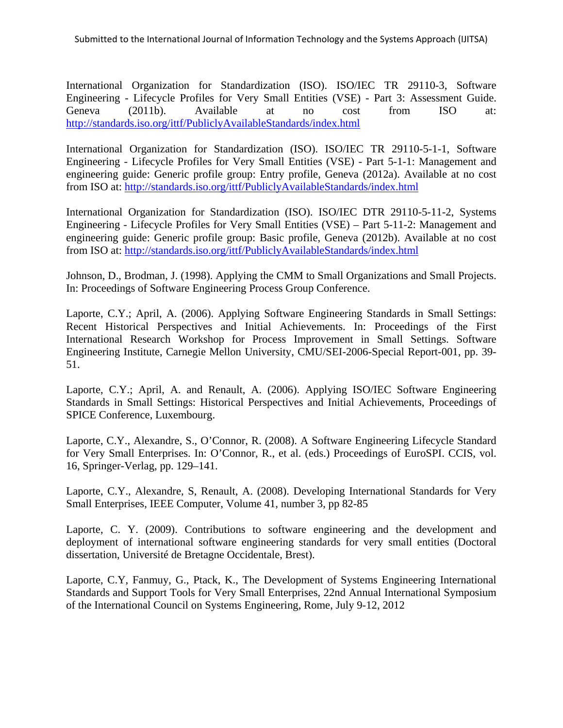International Organization for Standardization (ISO). ISO/IEC TR 29110-3, Software Engineering - Lifecycle Profiles for Very Small Entities (VSE) - Part 3: Assessment Guide. Geneva (2011b). Available at no cost from ISO at: http://standards.iso.org/ittf/PubliclyAvailableStandards/index.html

International Organization for Standardization (ISO). ISO/IEC TR 29110-5-1-1, Software Engineering - Lifecycle Profiles for Very Small Entities (VSE) - Part 5-1-1: Management and engineering guide: Generic profile group: Entry profile, Geneva (2012a). Available at no cost from ISO at: http://standards.iso.org/ittf/PubliclyAvailableStandards/index.html

International Organization for Standardization (ISO). ISO/IEC DTR 29110-5-11-2, Systems Engineering - Lifecycle Profiles for Very Small Entities (VSE) – Part 5-11-2: Management and engineering guide: Generic profile group: Basic profile, Geneva (2012b). Available at no cost from ISO at: http://standards.iso.org/ittf/PubliclyAvailableStandards/index.html

Johnson, D., Brodman, J. (1998). Applying the CMM to Small Organizations and Small Projects. In: Proceedings of Software Engineering Process Group Conference.

Laporte, C.Y.; April, A. (2006). Applying Software Engineering Standards in Small Settings: Recent Historical Perspectives and Initial Achievements. In: Proceedings of the First International Research Workshop for Process Improvement in Small Settings. Software Engineering Institute, Carnegie Mellon University, CMU/SEI-2006-Special Report-001, pp. 39-51.

Laporte, C.Y.; April, A. and Renault, A. (2006). Applying ISO/IEC Software Engineering Standards in Small Settings: Historical Perspectives and Initial Achievements, Proceedings of SPICE Conference, Luxembourg.

Laporte, C.Y., Alexandre, S., O'Connor, R. (2008). A Software Engineering Lifecycle Standard for Very Small Enterprises. In: O'Connor, R., et al. (eds.) Proceedings of EuroSPI. CCIS, vol. 16, Springer-Verlag, pp. 129–141.

Laporte, C.Y., Alexandre, S, Renault, A. (2008). Developing International Standards for Very Small Enterprises, IEEE Computer, Volume 41, number 3, pp 82-85

Laporte, C. Y. (2009). Contributions to software engineering and the development and deployment of international software engineering standards for very small entities (Doctoral dissertation, Université de Bretagne Occidentale, Brest).

Laporte, C.Y, Fanmuy, G., Ptack, K., The Development of Systems Engineering International Standards and Support Tools for Very Small Enterprises, 22nd Annual International Symposium of the International Council on Systems Engineering, Rome, July 9-12, 2012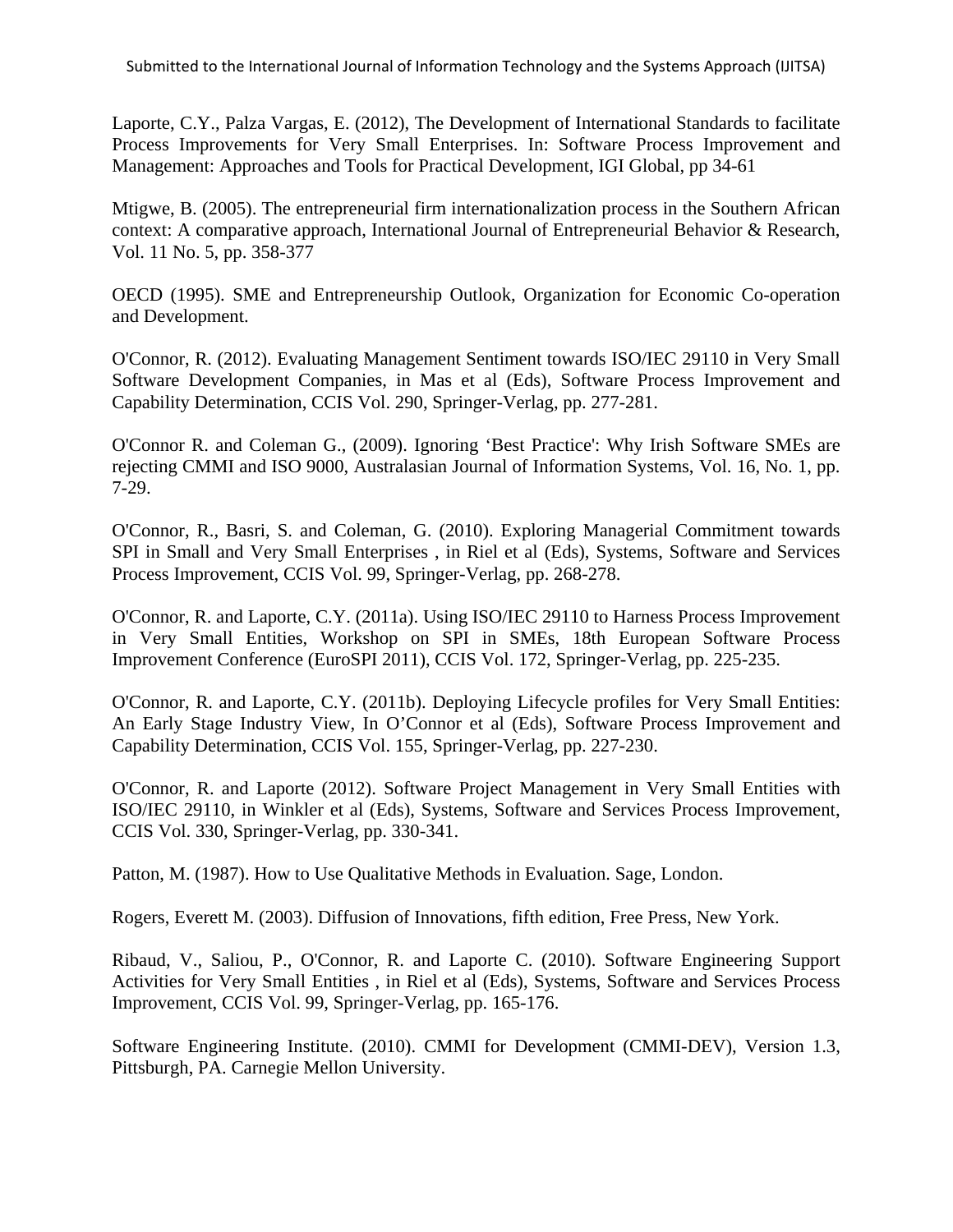Laporte, C.Y., Palza Vargas, E. (2012), The Development of International Standards to facilitate Process Improvements for Very Small Enterprises. In: Software Process Improvement and Management: Approaches and Tools for Practical Development, IGI Global, pp 34-61

Mtigwe, B. (2005). The entrepreneurial firm internationalization process in the Southern African context: A comparative approach, International Journal of Entrepreneurial Behavior & Research, Vol. 11 No. 5, pp. 358-377

OECD (1995). SME and Entrepreneurship Outlook, Organization for Economic Co-operation and Development.

O'Connor, R. (2012). Evaluating Management Sentiment towards ISO/IEC 29110 in Very Small Software Development Companies, in Mas et al (Eds), Software Process Improvement and Capability Determination, CCIS Vol. 290, Springer-Verlag, pp. 277-281.

O'Connor R. and Coleman G., (2009). Ignoring 'Best Practice': Why Irish Software SMEs are rejecting CMMI and ISO 9000, Australasian Journal of Information Systems, Vol. 16, No. 1, pp. 7-29.

O'Connor, R., Basri, S. and Coleman, G. (2010). Exploring Managerial Commitment towards SPI in Small and Very Small Enterprises , in Riel et al (Eds), Systems, Software and Services Process Improvement, CCIS Vol. 99, Springer-Verlag, pp. 268-278.

O'Connor, R. and Laporte, C.Y. (2011a). Using ISO/IEC 29110 to Harness Process Improvement in Very Small Entities, Workshop on SPI in SMEs, 18th European Software Process Improvement Conference (EuroSPI 2011), CCIS Vol. 172, Springer-Verlag, pp. 225-235.

O'Connor, R. and Laporte, C.Y. (2011b). Deploying Lifecycle profiles for Very Small Entities: An Early Stage Industry View, In O'Connor et al (Eds), Software Process Improvement and Capability Determination, CCIS Vol. 155, Springer-Verlag, pp. 227-230.

O'Connor, R. and Laporte (2012). Software Project Management in Very Small Entities with ISO/IEC 29110, in Winkler et al (Eds), Systems, Software and Services Process Improvement, CCIS Vol. 330, Springer-Verlag, pp. 330-341.

Patton, M. (1987). How to Use Qualitative Methods in Evaluation. Sage, London.

Rogers, Everett M. (2003). Diffusion of Innovations, fifth edition, Free Press, New York.

Ribaud, V., Saliou, P., O'Connor, R. and Laporte C. (2010). Software Engineering Support Activities for Very Small Entities , in Riel et al (Eds), Systems, Software and Services Process Improvement, CCIS Vol. 99, Springer-Verlag, pp. 165-176.

Software Engineering Institute. (2010). CMMI for Development (CMMI-DEV), Version 1.3, Pittsburgh, PA. Carnegie Mellon University.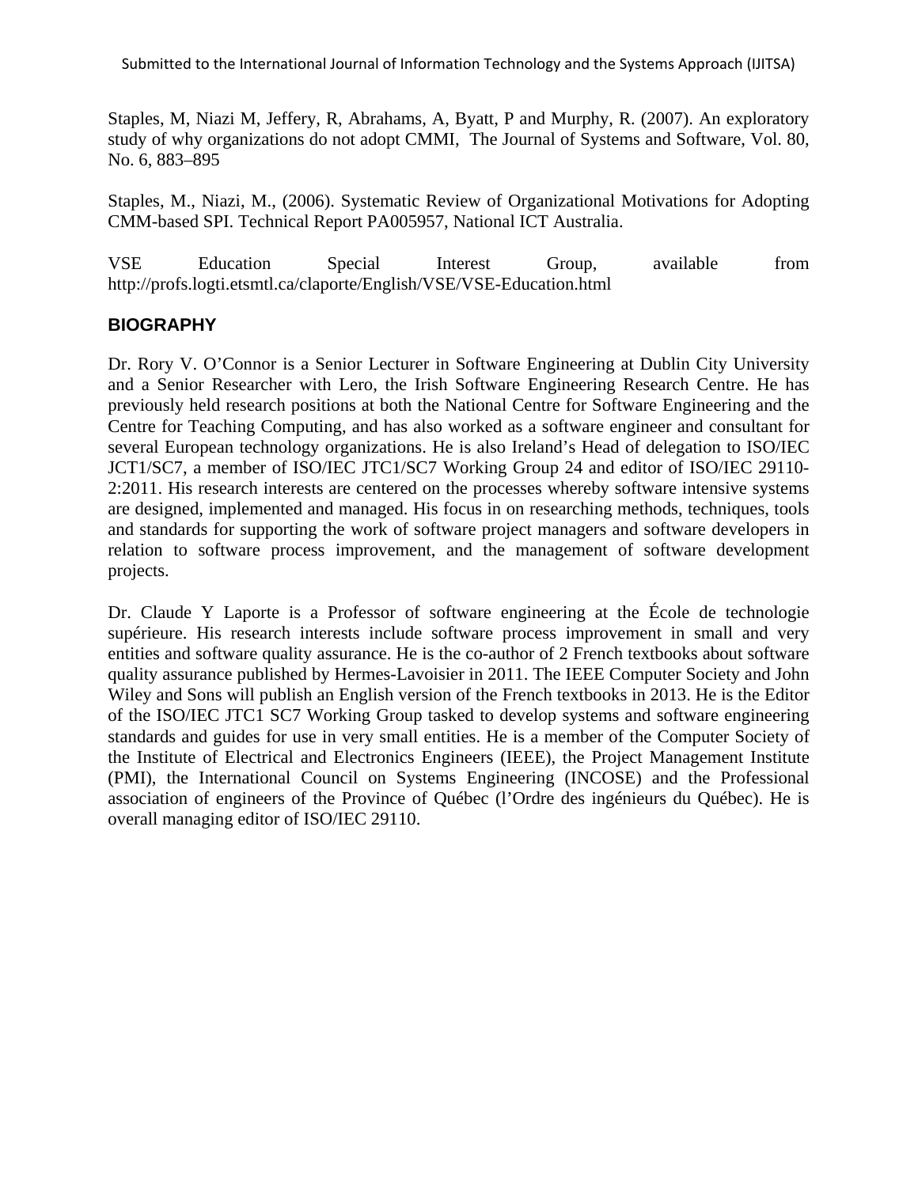Staples, M, Niazi M, Jeffery, R, Abrahams, A, Byatt, P and Murphy, R. (2007). An exploratory study of why organizations do not adopt CMMI, The Journal of Systems and Software, Vol. 80, No. 6, 883–895

Staples, M., Niazi, M., (2006). Systematic Review of Organizational Motivations for Adopting CMM-based SPI. Technical Report PA005957, National ICT Australia.

VSE Education Special Interest Group, available from http://profs.logti.etsmtl.ca/claporte/English/VSE/VSE-Education.html

## BIOGRAPHY

Dr. Rory V. O'Connor is a Senior Lecturer in Software Engineering at Dublin City University and a Senior Researcher with Lero, the Irish Software Engineering Research Centre. He has previously held research positions at both the National Centre for Software Engineering and the Centre for Teaching Computing, and has also worked as a software engineer and consultant for several European technology organizations. He is also Ireland's Head of delegation to ISO/IEC JCT1/SC7, a member of ISO/IEC JTC1/SC7 Working Group 24 and editor of ISO/IEC 29110-2:2011. His research interests are centered on the processes whereby software intensive systems are designed, implemented and managed. His focus in on researching methods, techniques, tools and standards for supporting the work of software project managers and software developers in relation to software process improvement, and the management of software development projects.

Dr. Claude Y Laporte is a Professor of software engineering at the École de technologie supérieure. His research interests include software process improvement in small and very entities and software quality assurance. He is the co-author of 2 French textbooks about software quality assurance published by Hermes-Lavoisier in 2011. The IEEE Computer Society and John Wiley and Sons will publish an English version of the French textbooks in 2013. He is the Editor of the ISO/IEC JTC1 SC7 Working Group tasked to develop systems and software engineering standards and guides for use in very small entities. He is a member of the Computer Society of the Institute of Electrical and Electronics Engineers (IEEE), the Project Management Institute (PMI), the International Council on Systems Engineering (INCOSE) and the Professional association of engineers of the Province of Québec (l'Ordre des ingénieurs du Québec). He is overall managing editor of ISO/IEC 29110.